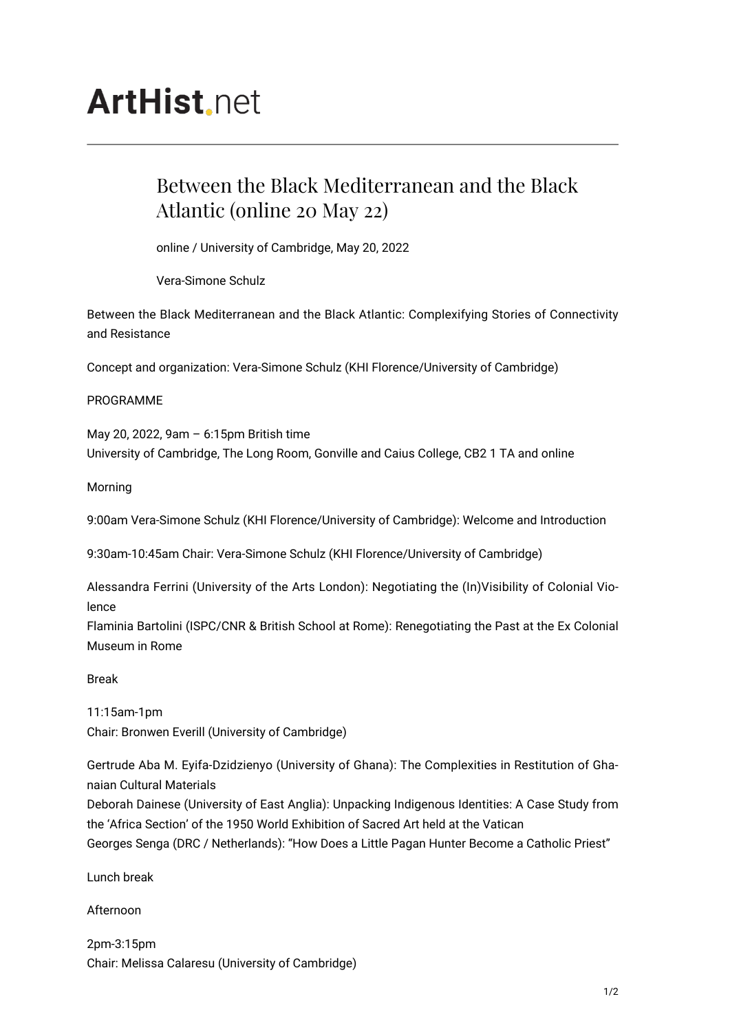ArtHist.net

# Between the Black Mediterranean and the Black Atlantic (online 20 May 22)

online / University of Cambridge, May 20, 2022

Vera-Simone Schulz

Between the Black Mediterranean and the Black Atlantic: Complexifying Stories of Connectivity and Resistance

Concept and organization: Vera-Simone Schulz (KHI Florence/University of Cambridge)

PROGRAMME

May 20, 2022, 9am – 6:15pm British time
University of Cambridge, The Long Room, Gonville and Caius College, CB2 1 TA and online

Morning

9:00am Vera-Simone Schulz (KHI Florence/University of Cambridge): Welcome and Introduction

9:30am-10:45am Chair: Vera-Simone Schulz (KHI Florence/University of Cambridge)

Alessandra Ferrini (University of the Arts London): Negotiating the (In)Visibility of Colonial Violence
Flaminia Bartolini (ISPC/CNR & British School at Rome): Renegotiating the Past at the Ex Colonial Museum in Rome

Break

11:15am-1pm
Chair: Bronwen Everill (University of Cambridge)

Gertrude Aba M. Eyifa-Dzidzienyo (University of Ghana): The Complexities in Restitution of Ghanaian Cultural Materials
Deborah Dainese (University of East Anglia): Unpacking Indigenous Identities: A Case Study from the 'Africa Section' of the 1950 World Exhibition of Sacred Art held at the Vatican
Georges Senga (DRC / Netherlands): "How Does a Little Pagan Hunter Become a Catholic Priest"

Lunch break

Afternoon

2pm-3:15pm
Chair: Melissa Calaresu (University of Cambridge)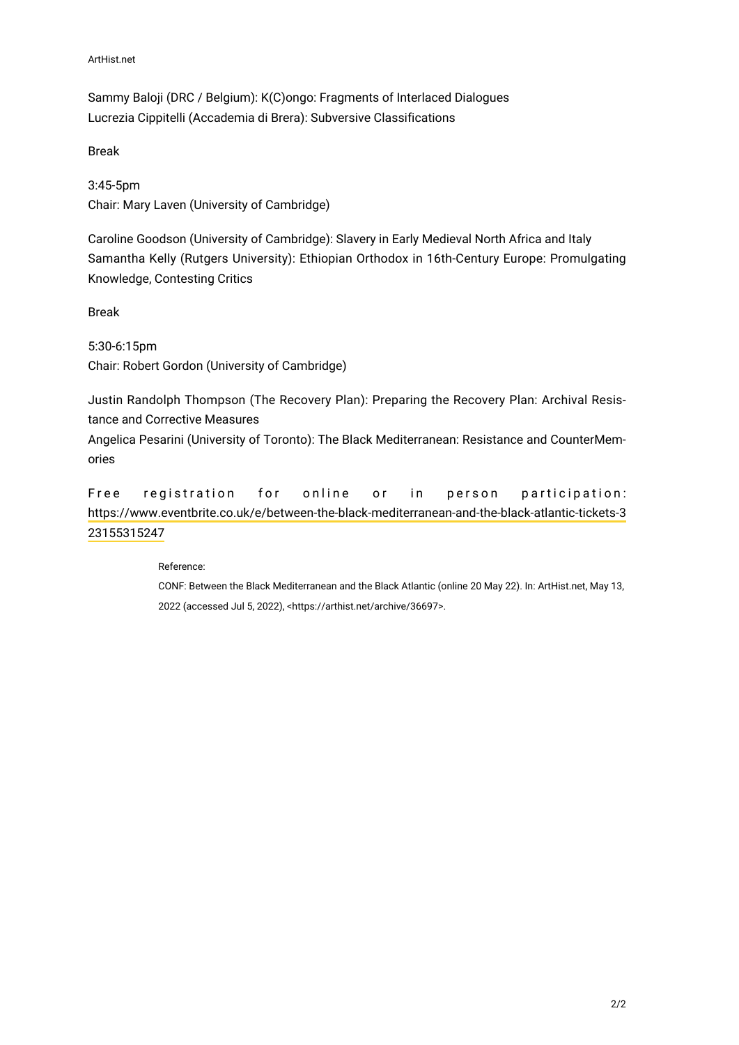Sammy Baloji (DRC / Belgium): K(C)ongo: Fragments of Interlaced Dialogues
Lucrezia Cippitelli (Accademia di Brera): Subversive Classifications

Break

3:45-5pm
Chair: Mary Laven (University of Cambridge)

Caroline Goodson (University of Cambridge): Slavery in Early Medieval North Africa and Italy
Samantha Kelly (Rutgers University): Ethiopian Orthodox in 16th-Century Europe: Promulgating Knowledge, Contesting Critics

Break

5:30-6:15pm
Chair: Robert Gordon (University of Cambridge)

Justin Randolph Thompson (The Recovery Plan): Preparing the Recovery Plan: Archival Resistance and Corrective Measures
Angelica Pesarini (University of Toronto): The Black Mediterranean: Resistance and CounterMemories

Free registration for online or in person participation: https://www.eventbrite.co.uk/e/between-the-black-mediterranean-and-the-black-atlantic-tickets-323155315247

Reference:
CONF: Between the Black Mediterranean and the Black Atlantic (online 20 May 22). In: ArtHist.net, May 13, 2022 (accessed Jul 5, 2022), <https://arthist.net/archive/36697>.